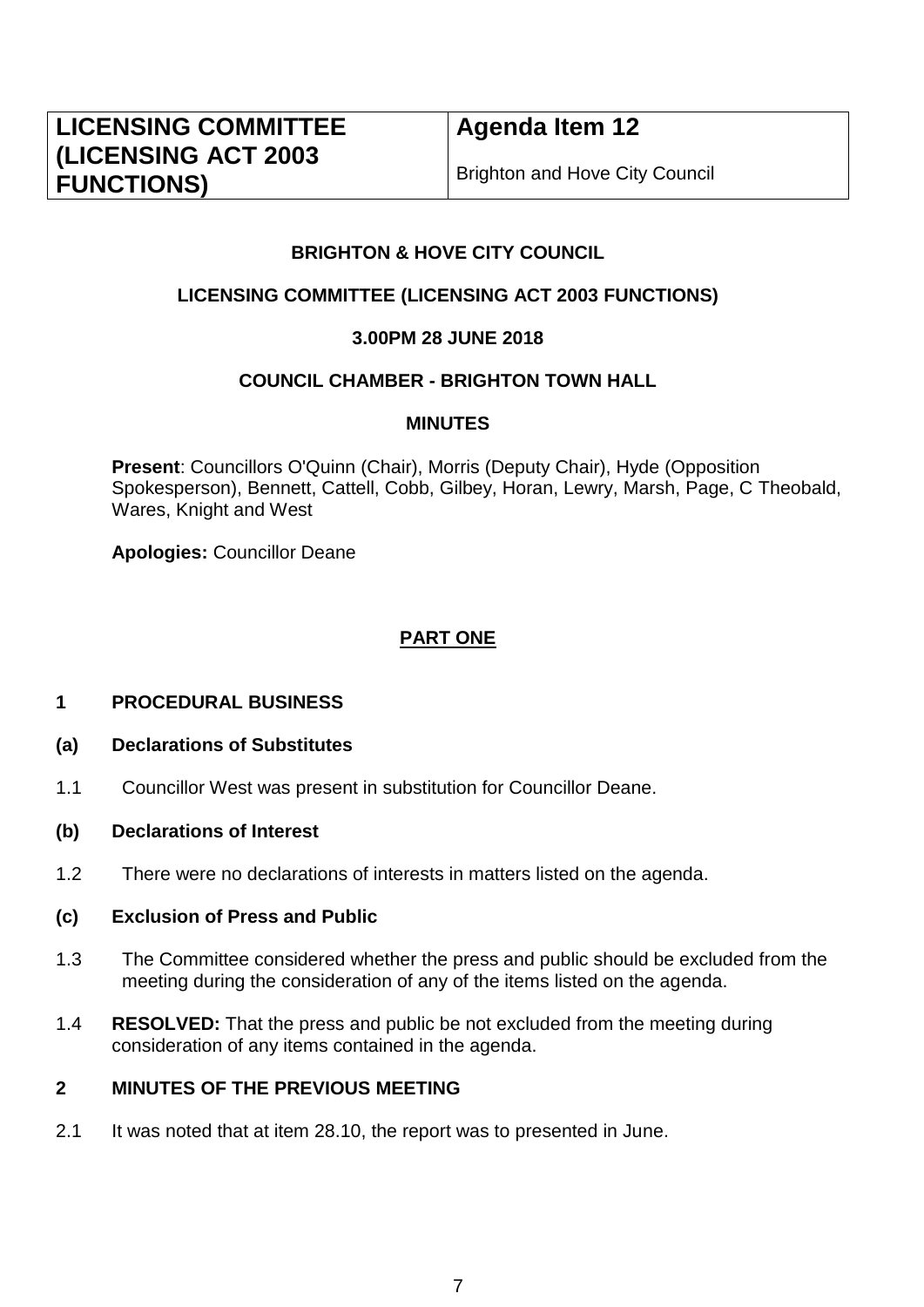| LICENSING COMMITTEE (LICENSING ACT 2003 FUNCTIONS) | Agenda Item 12<br>Brighton and Hove City Council |
| --- | --- |

**BRIGHTON & HOVE CITY COUNCIL**

**LICENSING COMMITTEE (LICENSING ACT 2003 FUNCTIONS)**

**3.00PM 28 JUNE 2018**

**COUNCIL CHAMBER - BRIGHTON TOWN HALL**

**MINUTES**

**Present**: Councillors O'Quinn (Chair), Morris (Deputy Chair), Hyde (Opposition Spokesperson), Bennett, Cattell, Cobb, Gilbey, Horan, Lewry, Marsh, Page, C Theobald, Wares, Knight and West

**Apologies:** Councillor Deane

## PART ONE

### 1 PROCEDURAL BUSINESS

#### (a) Declarations of Substitutes

1.1 Councillor West was present in substitution for Councillor Deane.

#### (b) Declarations of Interest

1.2 There were no declarations of interests in matters listed on the agenda.

#### (c) Exclusion of Press and Public

1.3 The Committee considered whether the press and public should be excluded from the meeting during the consideration of any of the items listed on the agenda.

1.4 **RESOLVED:** That the press and public be not excluded from the meeting during consideration of any items contained in the agenda.

### 2 MINUTES OF THE PREVIOUS MEETING

2.1 It was noted that at item 28.10, the report was to presented in June.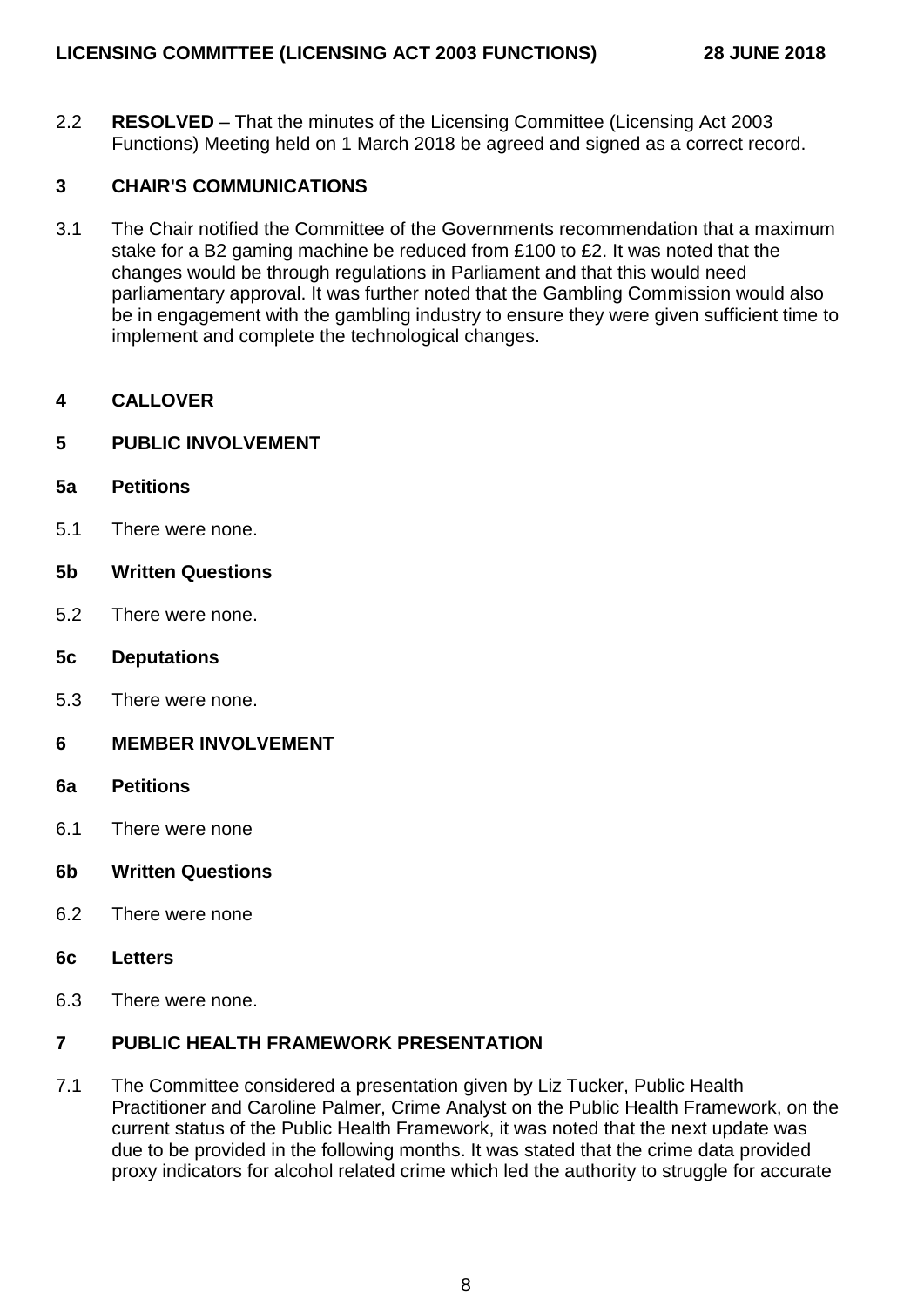2.2 **RESOLVED** – That the minutes of the Licensing Committee (Licensing Act 2003 Functions) Meeting held on 1 March 2018 be agreed and signed as a correct record.

## 3 CHAIR'S COMMUNICATIONS

3.1 The Chair notified the Committee of the Governments recommendation that a maximum stake for a B2 gaming machine be reduced from £100 to £2. It was noted that the changes would be through regulations in Parliament and that this would need parliamentary approval. It was further noted that the Gambling Commission would also be in engagement with the gambling industry to ensure they were given sufficient time to implement and complete the technological changes.

## 4 CALLOVER

## 5 PUBLIC INVOLVEMENT

### 5a Petitions

5.1 There were none.

### 5b Written Questions

5.2 There were none.

### 5c Deputations

5.3 There were none.

## 6 MEMBER INVOLVEMENT

### 6a Petitions

6.1 There were none

### 6b Written Questions

6.2 There were none

### 6c Letters

6.3 There were none.

## 7 PUBLIC HEALTH FRAMEWORK PRESENTATION

7.1 The Committee considered a presentation given by Liz Tucker, Public Health Practitioner and Caroline Palmer, Crime Analyst on the Public Health Framework, on the current status of the Public Health Framework, it was noted that the next update was due to be provided in the following months. It was stated that the crime data provided proxy indicators for alcohol related crime which led the authority to struggle for accurate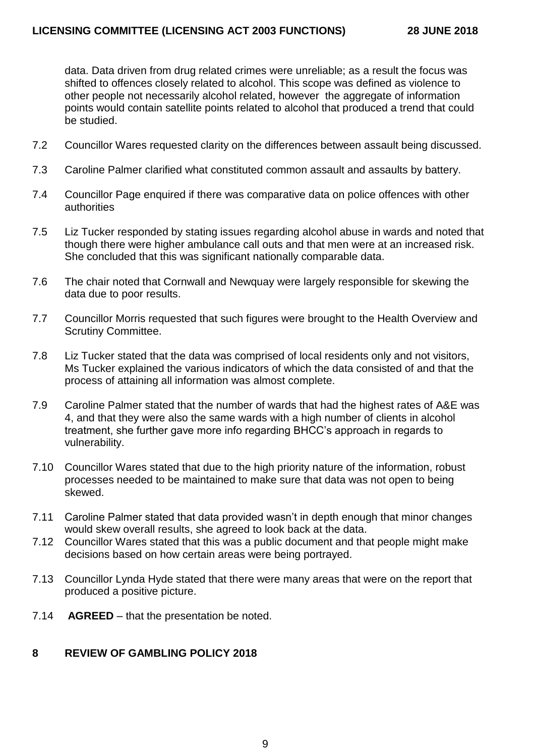data. Data driven from drug related crimes were unreliable; as a result the focus was shifted to offences closely related to alcohol. This scope was defined as violence to other people not necessarily alcohol related, however the aggregate of information points would contain satellite points related to alcohol that produced a trend that could be studied.

7.2 Councillor Wares requested clarity on the differences between assault being discussed.

7.3 Caroline Palmer clarified what constituted common assault and assaults by battery.

7.4 Councillor Page enquired if there was comparative data on police offences with other authorities

7.5 Liz Tucker responded by stating issues regarding alcohol abuse in wards and noted that though there were higher ambulance call outs and that men were at an increased risk. She concluded that this was significant nationally comparable data.

7.6 The chair noted that Cornwall and Newquay were largely responsible for skewing the data due to poor results.

7.7 Councillor Morris requested that such figures were brought to the Health Overview and Scrutiny Committee.

7.8 Liz Tucker stated that the data was comprised of local residents only and not visitors, Ms Tucker explained the various indicators of which the data consisted of and that the process of attaining all information was almost complete.

7.9 Caroline Palmer stated that the number of wards that had the highest rates of A&E was 4, and that they were also the same wards with a high number of clients in alcohol treatment, she further gave more info regarding BHCC's approach in regards to vulnerability.

7.10 Councillor Wares stated that due to the high priority nature of the information, robust processes needed to be maintained to make sure that data was not open to being skewed.

7.11 Caroline Palmer stated that data provided wasn't in depth enough that minor changes would skew overall results, she agreed to look back at the data.

7.12 Councillor Wares stated that this was a public document and that people might make decisions based on how certain areas were being portrayed.

7.13 Councillor Lynda Hyde stated that there were many areas that were on the report that produced a positive picture.

7.14 **AGREED** – that the presentation be noted.

## 8 REVIEW OF GAMBLING POLICY 2018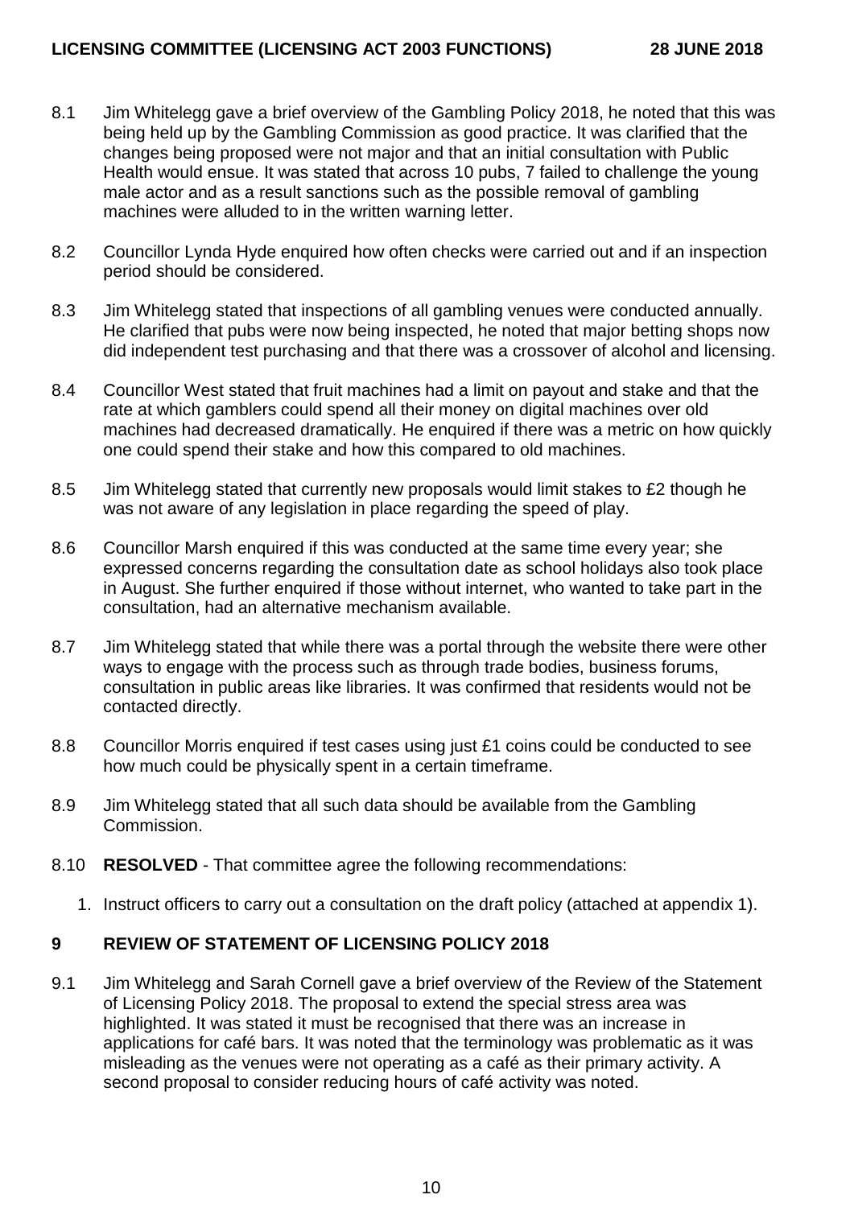8.1 Jim Whitelegg gave a brief overview of the Gambling Policy 2018, he noted that this was being held up by the Gambling Commission as good practice. It was clarified that the changes being proposed were not major and that an initial consultation with Public Health would ensue. It was stated that across 10 pubs, 7 failed to challenge the young male actor and as a result sanctions such as the possible removal of gambling machines were alluded to in the written warning letter.

8.2 Councillor Lynda Hyde enquired how often checks were carried out and if an inspection period should be considered.

8.3 Jim Whitelegg stated that inspections of all gambling venues were conducted annually. He clarified that pubs were now being inspected, he noted that major betting shops now did independent test purchasing and that there was a crossover of alcohol and licensing.

8.4 Councillor West stated that fruit machines had a limit on payout and stake and that the rate at which gamblers could spend all their money on digital machines over old machines had decreased dramatically. He enquired if there was a metric on how quickly one could spend their stake and how this compared to old machines.

8.5 Jim Whitelegg stated that currently new proposals would limit stakes to £2 though he was not aware of any legislation in place regarding the speed of play.

8.6 Councillor Marsh enquired if this was conducted at the same time every year; she expressed concerns regarding the consultation date as school holidays also took place in August. She further enquired if those without internet, who wanted to take part in the consultation, had an alternative mechanism available.

8.7 Jim Whitelegg stated that while there was a portal through the website there were other ways to engage with the process such as through trade bodies, business forums, consultation in public areas like libraries. It was confirmed that residents would not be contacted directly.

8.8 Councillor Morris enquired if test cases using just £1 coins could be conducted to see how much could be physically spent in a certain timeframe.

8.9 Jim Whitelegg stated that all such data should be available from the Gambling Commission.

8.10 **RESOLVED** - That committee agree the following recommendations:

1. Instruct officers to carry out a consultation on the draft policy (attached at appendix 1).

## 9 REVIEW OF STATEMENT OF LICENSING POLICY 2018

9.1 Jim Whitelegg and Sarah Cornell gave a brief overview of the Review of the Statement of Licensing Policy 2018. The proposal to extend the special stress area was highlighted. It was stated it must be recognised that there was an increase in applications for café bars. It was noted that the terminology was problematic as it was misleading as the venues were not operating as a café as their primary activity. A second proposal to consider reducing hours of café activity was noted.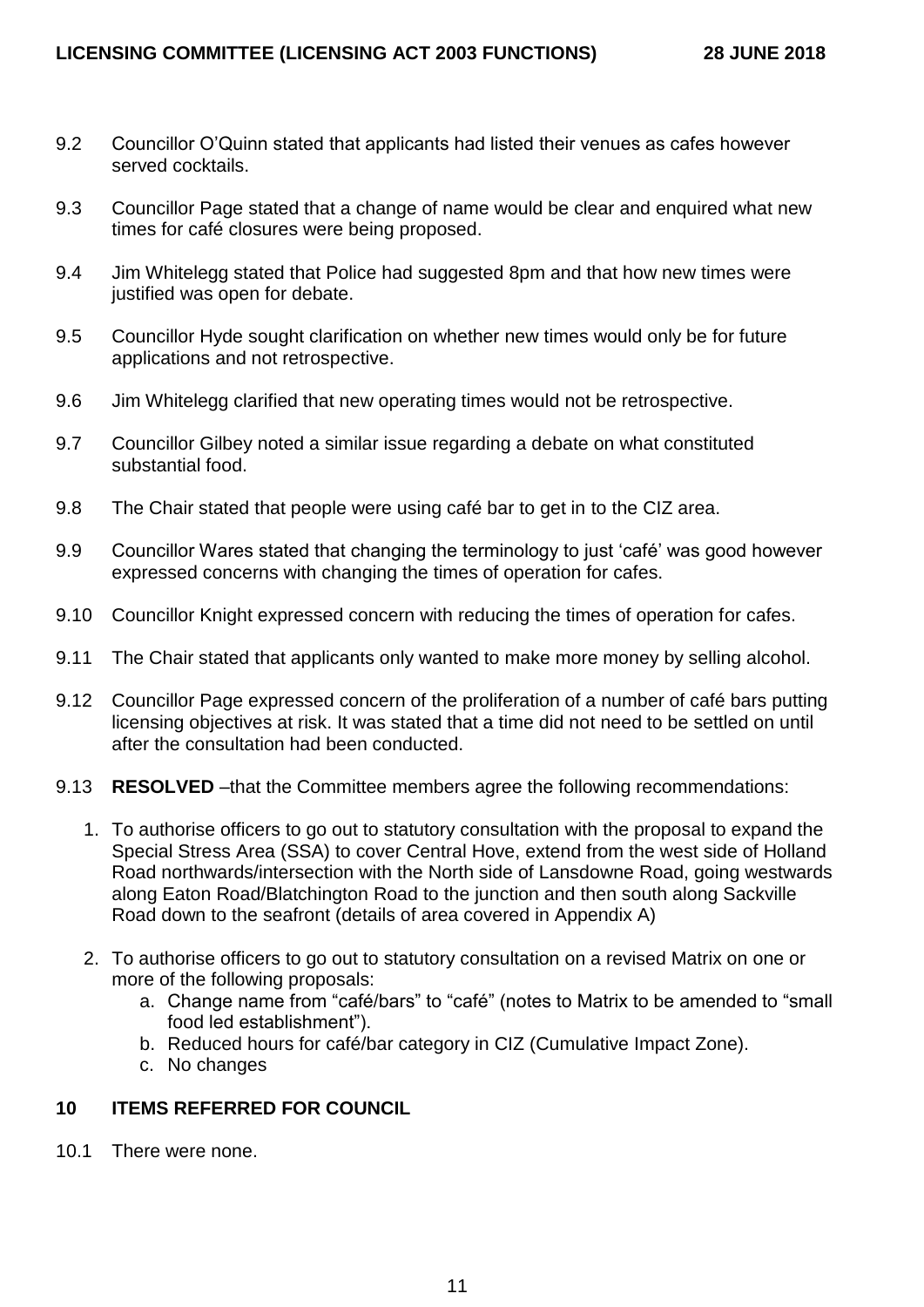9.2 Councillor O'Quinn stated that applicants had listed their venues as cafes however served cocktails.

9.3 Councillor Page stated that a change of name would be clear and enquired what new times for café closures were being proposed.

9.4 Jim Whitelegg stated that Police had suggested 8pm and that how new times were justified was open for debate.

9.5 Councillor Hyde sought clarification on whether new times would only be for future applications and not retrospective.

9.6 Jim Whitelegg clarified that new operating times would not be retrospective.

9.7 Councillor Gilbey noted a similar issue regarding a debate on what constituted substantial food.

9.8 The Chair stated that people were using café bar to get in to the CIZ area.

9.9 Councillor Wares stated that changing the terminology to just 'café' was good however expressed concerns with changing the times of operation for cafes.

9.10 Councillor Knight expressed concern with reducing the times of operation for cafes.

9.11 The Chair stated that applicants only wanted to make more money by selling alcohol.

9.12 Councillor Page expressed concern of the proliferation of a number of café bars putting licensing objectives at risk. It was stated that a time did not need to be settled on until after the consultation had been conducted.

9.13 **RESOLVED** –that the Committee members agree the following recommendations:

1. To authorise officers to go out to statutory consultation with the proposal to expand the Special Stress Area (SSA) to cover Central Hove, extend from the west side of Holland Road northwards/intersection with the North side of Lansdowne Road, going westwards along Eaton Road/Blatchington Road to the junction and then south along Sackville Road down to the seafront (details of area covered in Appendix A)

2. To authorise officers to go out to statutory consultation on a revised Matrix on one or more of the following proposals:
   a. Change name from "café/bars" to "café" (notes to Matrix to be amended to "small food led establishment").
   b. Reduced hours for café/bar category in CIZ (Cumulative Impact Zone).
   c. No changes

## 10 ITEMS REFERRED FOR COUNCIL

10.1 There were none.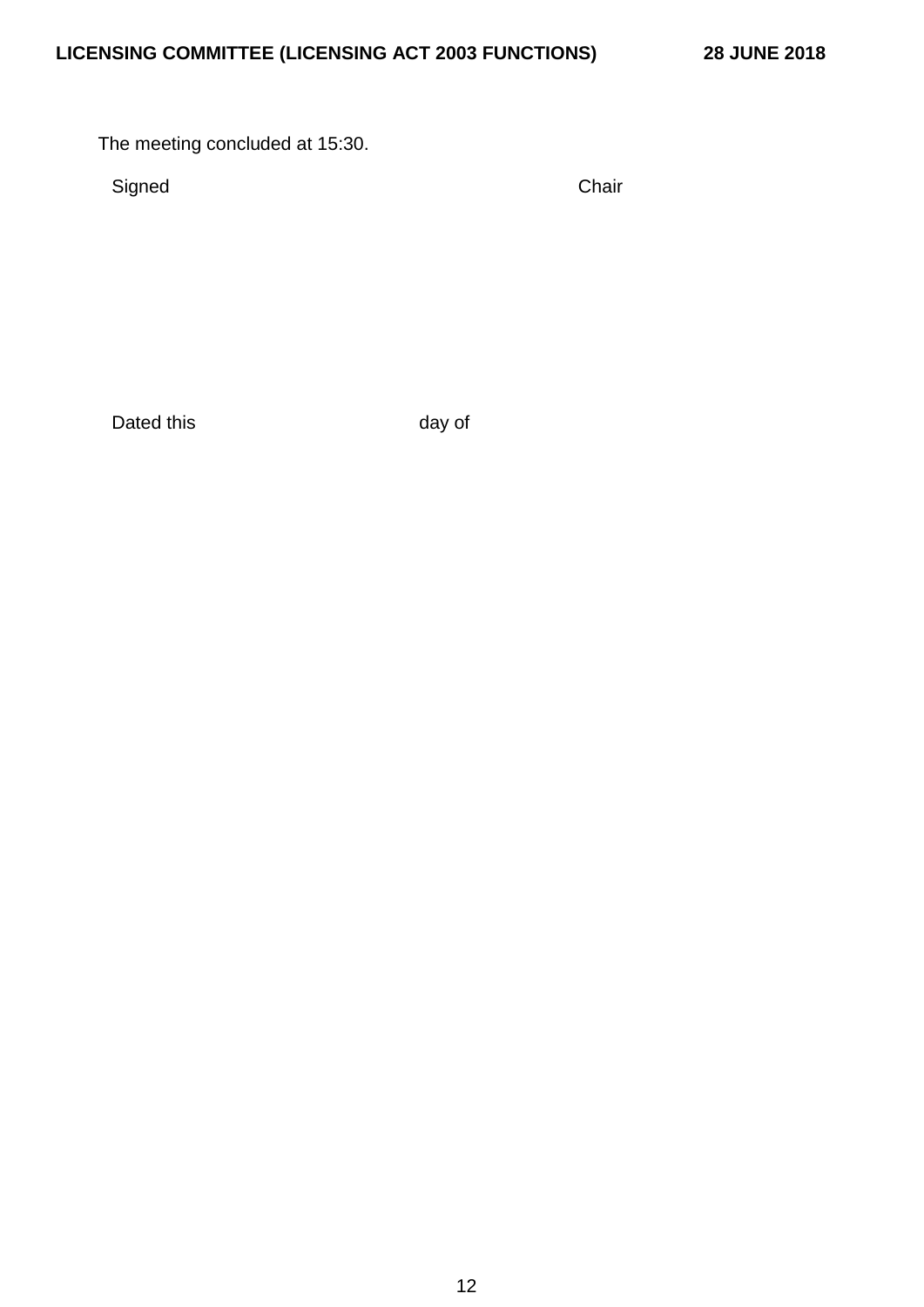The meeting concluded at 15:30.

Signed Chair

Dated this day of